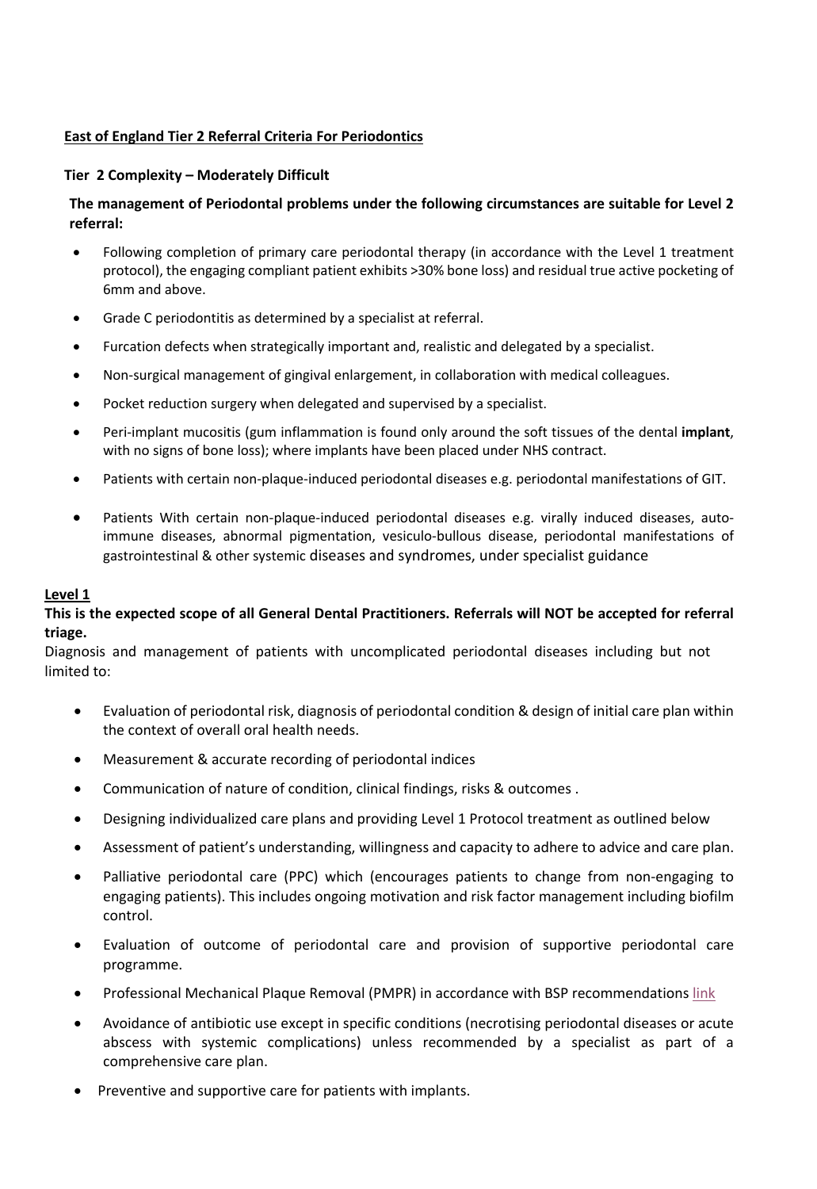**East of England Tier 2 Referral Criteria For Periodontics**

**Tier 2 Complexity – Moderately Difficult**

**The management of Periodontal problems under the following circumstances are suitable for Level 2 referral:**

- Following completion of primary care periodontal therapy (in accordance with the Level 1 treatment protocol), the engaging compliant patient exhibits >30% bone loss) and residual true active pocketing of 6mm and above.
- Grade C periodontitis as determined by a specialist at referral.
- Furcation defects when strategically important and, realistic and delegated by a specialist.
- Non-surgical management of gingival enlargement, in collaboration with medical colleagues.
- Pocket reduction surgery when delegated and supervised by a specialist.
- Peri-implant mucositis (gum inflammation is found only around the soft tissues of the dental **implant**, with no signs of bone loss); where implants have been placed under NHS contract.
- Patients with certain non-plaque-induced periodontal diseases e.g. periodontal manifestations of GIT.
- Patients With certain non-plaque-induced periodontal diseases e.g. virally induced diseases, auto-immune diseases, abnormal pigmentation, vesiculo-bullous disease, periodontal manifestations of gastrointestinal & other systemic diseases and syndromes, under specialist guidance

**Level 1**

**This is the expected scope of all General Dental Practitioners. Referrals will NOT be accepted for referral triage.**

Diagnosis and management of patients with uncomplicated periodontal diseases including but not limited to:

- Evaluation of periodontal risk, diagnosis of periodontal condition & design of initial care plan within the context of overall oral health needs.
- Measurement & accurate recording of periodontal indices
- Communication of nature of condition, clinical findings, risks & outcomes .
- Designing individualized care plans and providing Level 1 Protocol treatment as outlined below
- Assessment of patient's understanding, willingness and capacity to adhere to advice and care plan.
- Palliative periodontal care (PPC) which (encourages patients to change from non-engaging to engaging patients). This includes ongoing motivation and risk factor management including biofilm control.
- Evaluation of outcome of periodontal care and provision of supportive periodontal care programme.
- Professional Mechanical Plaque Removal (PMPR) in accordance with BSP recommendations link
- Avoidance of antibiotic use except in specific conditions (necrotising periodontal diseases or acute abscess with systemic complications) unless recommended by a specialist as part of a comprehensive care plan.
- Preventive and supportive care for patients with implants.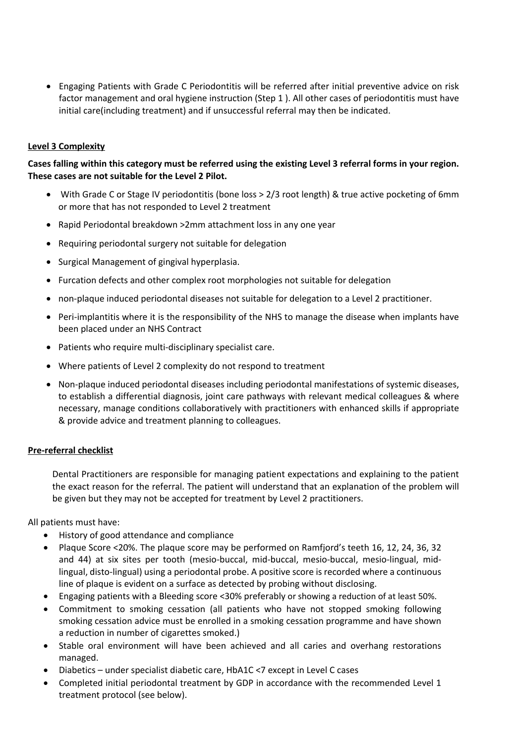- Engaging Patients with Grade C Periodontitis will be referred after initial preventive advice on risk factor management and oral hygiene instruction (Step 1 ). All other cases of periodontitis must have initial care(including treatment) and if unsuccessful referral may then be indicated.

**Level 3 Complexity**

**Cases falling within this category must be referred using the existing Level 3 referral forms in your region. These cases are not suitable for the Level 2 Pilot.**

- With Grade C or Stage IV periodontitis (bone loss > 2/3 root length) & true active pocketing of 6mm or more that has not responded to Level 2 treatment
- Rapid Periodontal breakdown >2mm attachment loss in any one year
- Requiring periodontal surgery not suitable for delegation
- Surgical Management of gingival hyperplasia.
- Furcation defects and other complex root morphologies not suitable for delegation
- non-plaque induced periodontal diseases not suitable for delegation to a Level 2 practitioner.
- Peri-implantitis where it is the responsibility of the NHS to manage the disease when implants have been placed under an NHS Contract
- Patients who require multi-disciplinary specialist care.
- Where patients of Level 2 complexity do not respond to treatment
- Non-plaque induced periodontal diseases including periodontal manifestations of systemic diseases, to establish a differential diagnosis, joint care pathways with relevant medical colleagues & where necessary, manage conditions collaboratively with practitioners with enhanced skills if appropriate & provide advice and treatment planning to colleagues.

**Pre-referral checklist**

Dental Practitioners are responsible for managing patient expectations and explaining to the patient the exact reason for the referral. The patient will understand that an explanation of the problem will be given but they may not be accepted for treatment by Level 2 practitioners.

All patients must have:

- History of good attendance and compliance
- Plaque Score <20%. The plaque score may be performed on Ramfjord's teeth 16, 12, 24, 36, 32 and 44) at six sites per tooth (mesio-buccal, mid-buccal, mesio-buccal, mesio-lingual, mid-lingual, disto-lingual) using a periodontal probe. A positive score is recorded where a continuous line of plaque is evident on a surface as detected by probing without disclosing.
- Engaging patients with a Bleeding score <30% preferably or showing a reduction of at least 50%.
- Commitment to smoking cessation (all patients who have not stopped smoking following smoking cessation advice must be enrolled in a smoking cessation programme and have shown a reduction in number of cigarettes smoked.)
- Stable oral environment will have been achieved and all caries and overhang restorations managed.
- Diabetics – under specialist diabetic care, HbA1C <7 except in Level C cases
- Completed initial periodontal treatment by GDP in accordance with the recommended Level 1 treatment protocol (see below).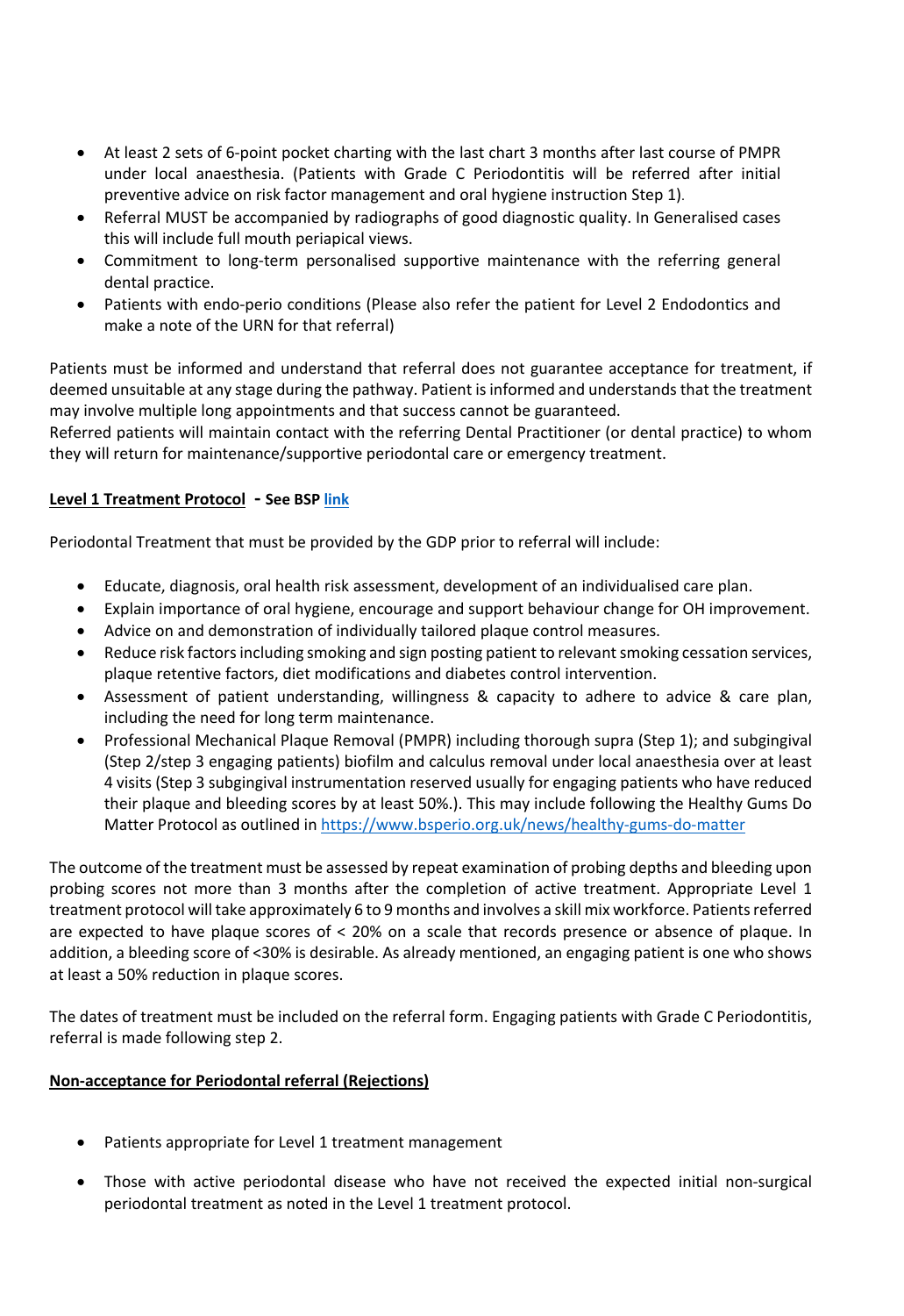- At least 2 sets of 6-point pocket charting with the last chart 3 months after last course of PMPR under local anaesthesia. (Patients with Grade C Periodontitis will be referred after initial preventive advice on risk factor management and oral hygiene instruction Step 1).
- Referral MUST be accompanied by radiographs of good diagnostic quality. In Generalised cases this will include full mouth periapical views.
- Commitment to long-term personalised supportive maintenance with the referring general dental practice.
- Patients with endo-perio conditions (Please also refer the patient for Level 2 Endodontics and make a note of the URN for that referral)

Patients must be informed and understand that referral does not guarantee acceptance for treatment, if deemed unsuitable at any stage during the pathway. Patient is informed and understands that the treatment may involve multiple long appointments and that success cannot be guaranteed.
Referred patients will maintain contact with the referring Dental Practitioner (or dental practice) to whom they will return for maintenance/supportive periodontal care or emergency treatment.

**Level 1 Treatment Protocol - See BSP link**

Periodontal Treatment that must be provided by the GDP prior to referral will include:

- Educate, diagnosis, oral health risk assessment, development of an individualised care plan.
- Explain importance of oral hygiene, encourage and support behaviour change for OH improvement.
- Advice on and demonstration of individually tailored plaque control measures.
- Reduce risk factors including smoking and sign posting patient to relevant smoking cessation services, plaque retentive factors, diet modifications and diabetes control intervention.
- Assessment of patient understanding, willingness & capacity to adhere to advice & care plan, including the need for long term maintenance.
- Professional Mechanical Plaque Removal (PMPR) including thorough supra (Step 1); and subgingival (Step 2/step 3 engaging patients) biofilm and calculus removal under local anaesthesia over at least 4 visits (Step 3 subgingival instrumentation reserved usually for engaging patients who have reduced their plaque and bleeding scores by at least 50%.). This may include following the Healthy Gums Do Matter Protocol as outlined in https://www.bsperio.org.uk/news/healthy-gums-do-matter

The outcome of the treatment must be assessed by repeat examination of probing depths and bleeding upon probing scores not more than 3 months after the completion of active treatment. Appropriate Level 1 treatment protocol will take approximately 6 to 9 months and involves a skill mix workforce. Patients referred are expected to have plaque scores of < 20% on a scale that records presence or absence of plaque. In addition, a bleeding score of <30% is desirable. As already mentioned, an engaging patient is one who shows at least a 50% reduction in plaque scores.

The dates of treatment must be included on the referral form. Engaging patients with Grade C Periodontitis, referral is made following step 2.

**Non-acceptance for Periodontal referral (Rejections)**

- Patients appropriate for Level 1 treatment management
- Those with active periodontal disease who have not received the expected initial non-surgical periodontal treatment as noted in the Level 1 treatment protocol.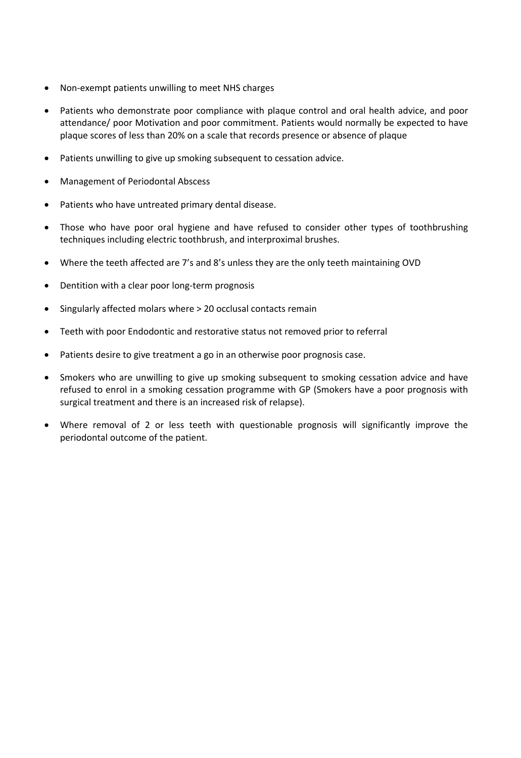- Non-exempt patients unwilling to meet NHS charges
- Patients who demonstrate poor compliance with plaque control and oral health advice, and poor attendance/ poor Motivation and poor commitment. Patients would normally be expected to have plaque scores of less than 20% on a scale that records presence or absence of plaque
- Patients unwilling to give up smoking subsequent to cessation advice.
- Management of Periodontal Abscess
- Patients who have untreated primary dental disease.
- Those who have poor oral hygiene and have refused to consider other types of toothbrushing techniques including electric toothbrush, and interproximal brushes.
- Where the teeth affected are 7's and 8's unless they are the only teeth maintaining OVD
- Dentition with a clear poor long-term prognosis
- Singularly affected molars where > 20 occlusal contacts remain
- Teeth with poor Endodontic and restorative status not removed prior to referral
- Patients desire to give treatment a go in an otherwise poor prognosis case.
- Smokers who are unwilling to give up smoking subsequent to smoking cessation advice and have refused to enrol in a smoking cessation programme with GP (Smokers have a poor prognosis with surgical treatment and there is an increased risk of relapse).
- Where removal of 2 or less teeth with questionable prognosis will significantly improve the periodontal outcome of the patient.